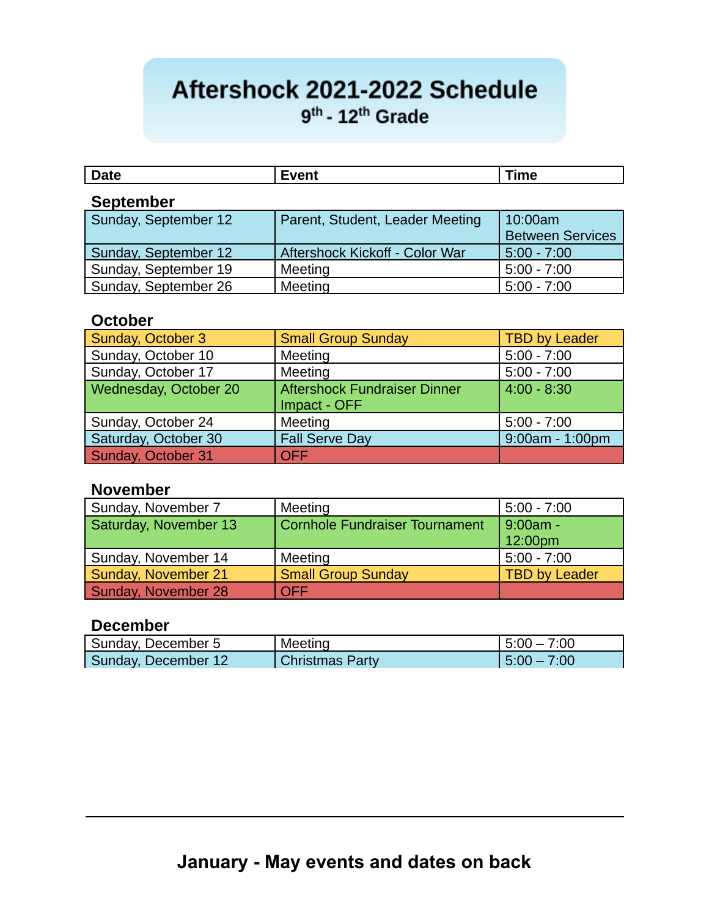# Aftershock 2021-2022 Schedule

## $9^{th}$ - $12^{th}$ Grade

| Date | Event | Time |
|---|---|---|
| **September** | | |
| Sunday, September 12 | Parent, Student, Leader Meeting | 10:00am Between Services |
| Sunday, September 12 | Aftershock Kickoff - Color War | 5:00 - 7:00 |
| Sunday, September 19 | Meeting | 5:00 - 7:00 |
| Sunday, September 26 | Meeting | 5:00 - 7:00 |
| **October** | | |
| Sunday, October 3 | Small Group Sunday | TBD by Leader |
| Sunday, October 10 | Meeting | 5:00 - 7:00 |
| Sunday, October 17 | Meeting | 5:00 - 7:00 |
| Wednesday, October 20 | Aftershock Fundraiser Dinner Impact - OFF | 4:00 - 8:30 |
| Sunday, October 24 | Meeting | 5:00 - 7:00 |
| Saturday, October 30 | Fall Serve Day | 9:00am - 1:00pm |
| Sunday, October 31 | OFF | |
| **November** | | |
| Sunday, November 7 | Meeting | 5:00 - 7:00 |
| Saturday, November 13 | Cornhole Fundraiser Tournament | 9:00am - 12:00pm |
| Sunday, November 14 | Meeting | 5:00 - 7:00 |
| Sunday, November 21 | Small Group Sunday | TBD by Leader |
| Sunday, November 28 | OFF | |
| **December** | | |
| Sunday, December 5 | Meeting | 5:00 – 7:00 |
| Sunday, December 12 | Christmas Party | 5:00 – 7:00 |

**January - May events and dates on back**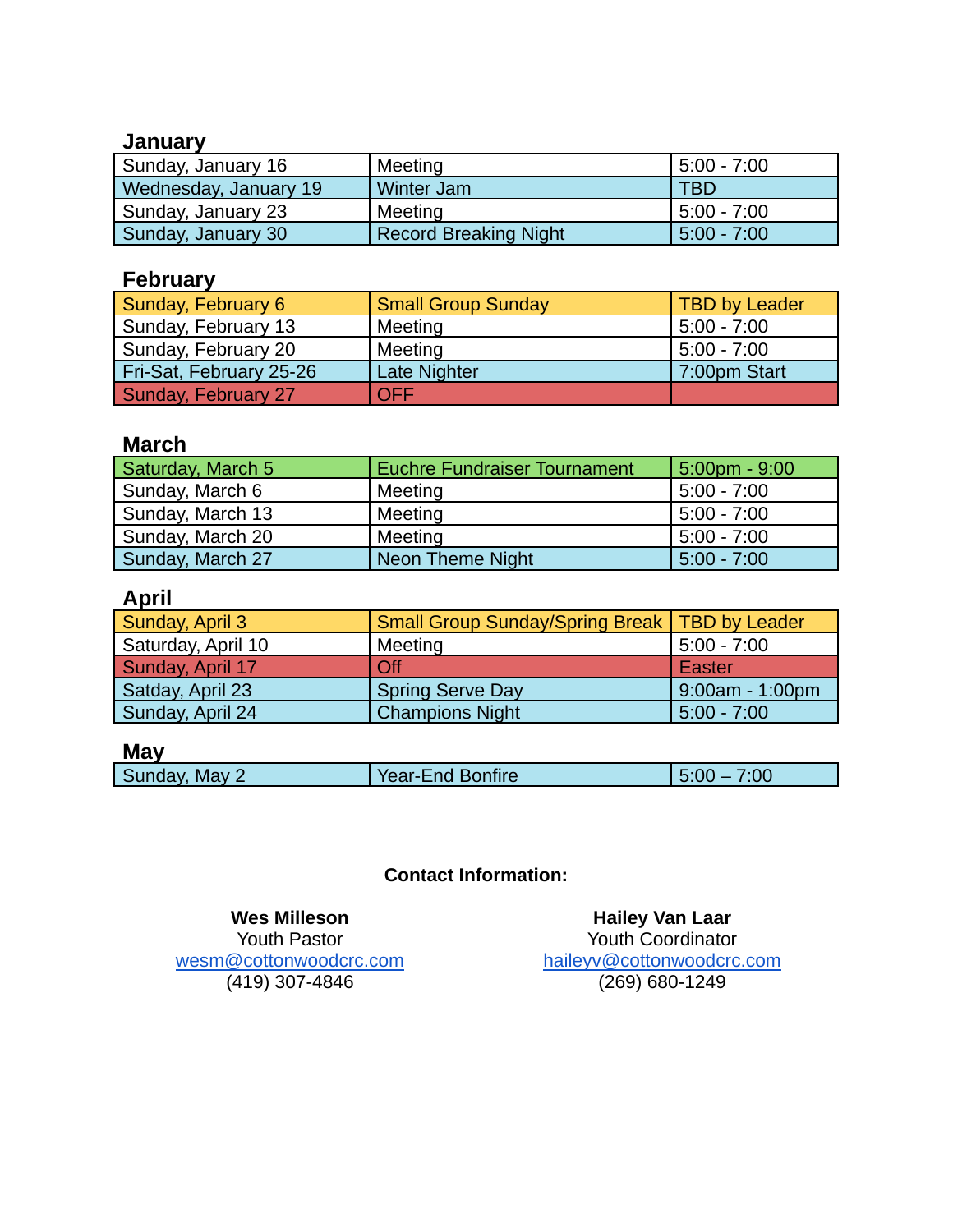## January

| | | |
|---|---|---|
| Sunday, January 16 | Meeting | 5:00 - 7:00 |
| Wednesday, January 19 | Winter Jam | TBD |
| Sunday, January 23 | Meeting | 5:00 - 7:00 |
| Sunday, January 30 | Record Breaking Night | 5:00 - 7:00 |

## February

| | | |
|---|---|---|
| Sunday, February 6 | Small Group Sunday | TBD by Leader |
| Sunday, February 13 | Meeting | 5:00 - 7:00 |
| Sunday, February 20 | Meeting | 5:00 - 7:00 |
| Fri-Sat, February 25-26 | Late Nighter | 7:00pm Start |
| Sunday, February 27 | OFF | |

## March

| | | |
|---|---|---|
| Saturday, March 5 | Euchre Fundraiser Tournament | 5:00pm - 9:00 |
| Sunday, March 6 | Meeting | 5:00 - 7:00 |
| Sunday, March 13 | Meeting | 5:00 - 7:00 |
| Sunday, March 20 | Meeting | 5:00 - 7:00 |
| Sunday, March 27 | Neon Theme Night | 5:00 - 7:00 |

## April

| | | |
|---|---|---|
| Sunday, April 3 | Small Group Sunday/Spring Break | TBD by Leader |
| Saturday, April 10 | Meeting | 5:00 - 7:00 |
| Sunday, April 17 | Off | Easter |
| Satday, April 23 | Spring Serve Day | 9:00am - 1:00pm |
| Sunday, April 24 | Champions Night | 5:00 - 7:00 |

## May

| | | |
|---|---|---|
| Sunday, May 2 | Year-End Bonfire | 5:00 – 7:00 |

**Contact Information:**

**Wes Milleson**
Youth Pastor
wesm@cottonwoodcrc.com
(419) 307-4846

**Hailey Van Laar**
Youth Coordinator
haileyv@cottonwoodcrc.com
(269) 680-1249